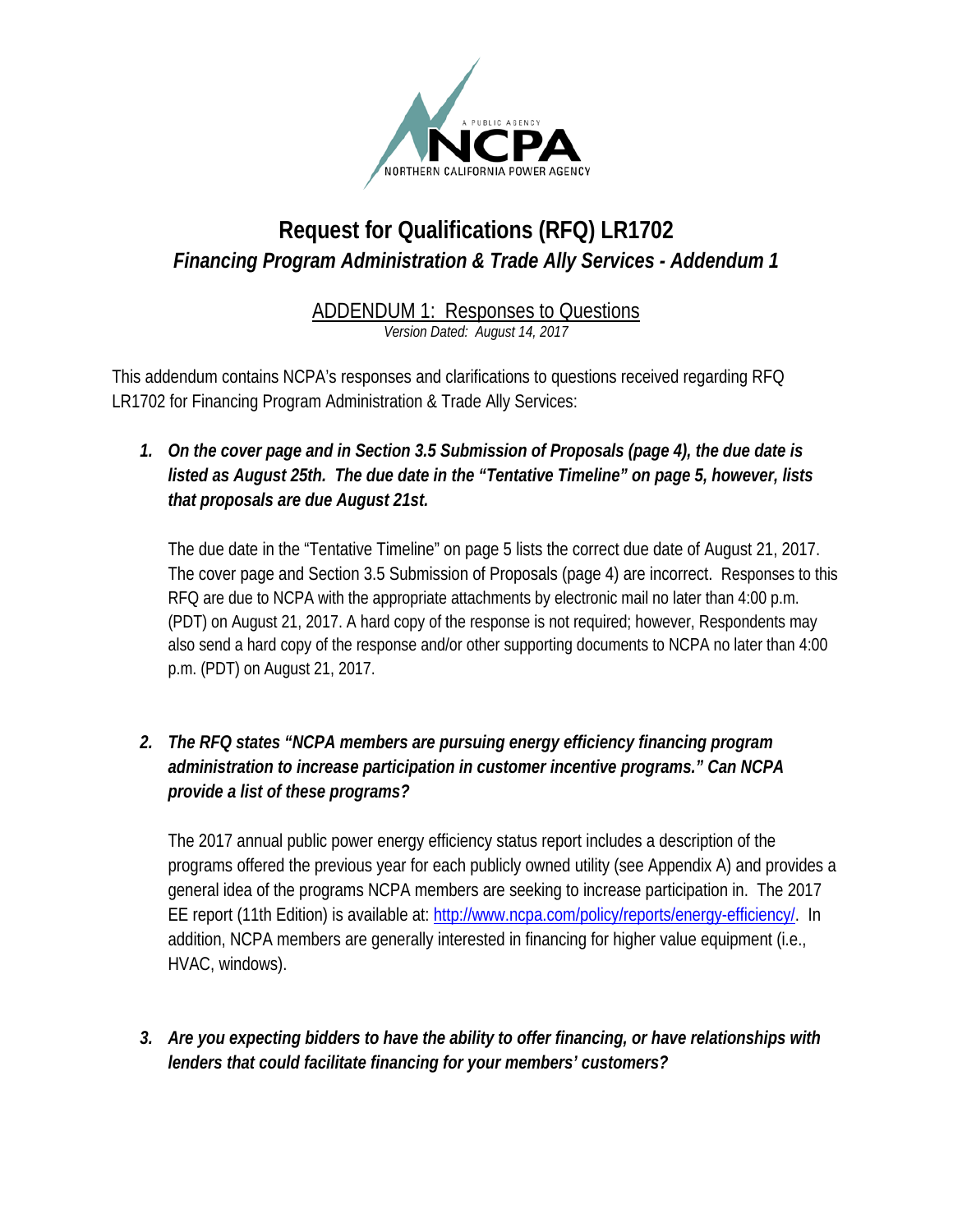# Request for Qualifications (RFQ) LR1702

## *Financing Program Administration & Trade Ally Services - Addendum 1*

ADDENDUM 1: Responses to Questions

*Version Dated: August 14, 2017*

This addendum contains NCPA's responses and clarifications to questions received regarding RFQ LR1702 for Financing Program Administration & Trade Ally Services:

1. ***On the cover page and in Section 3.5 Submission of Proposals (page 4), the due date is listed as August 25th. The due date in the "Tentative Timeline" on page 5, however, lists that proposals are due August 21st.***

   The due date in the "Tentative Timeline" on page 5 lists the correct due date of August 21, 2017. The cover page and Section 3.5 Submission of Proposals (page 4) are incorrect. Responses to this RFQ are due to NCPA with the appropriate attachments by electronic mail no later than 4:00 p.m. (PDT) on August 21, 2017. A hard copy of the response is not required; however, Respondents may also send a hard copy of the response and/or other supporting documents to NCPA no later than 4:00 p.m. (PDT) on August 21, 2017.

2. ***The RFQ states "NCPA members are pursuing energy efficiency financing program administration to increase participation in customer incentive programs." Can NCPA provide a list of these programs?***

   The 2017 annual public power energy efficiency status report includes a description of the programs offered the previous year for each publicly owned utility (see Appendix A) and provides a general idea of the programs NCPA members are seeking to increase participation in. The 2017 EE report (11th Edition) is available at: [http://www.ncpa.com/policy/reports/energy-efficiency/](http://www.ncpa.com/policy/reports/energy-efficiency/). In addition, NCPA members are generally interested in financing for higher value equipment (i.e., HVAC, windows).

3. ***Are you expecting bidders to have the ability to offer financing, or have relationships with lenders that could facilitate financing for your members' customers?***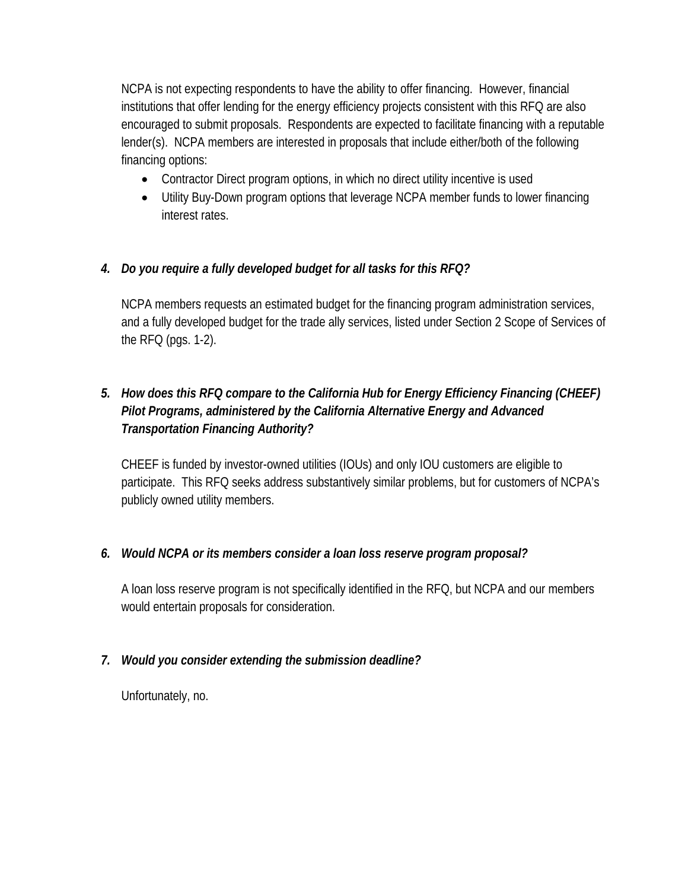NCPA is not expecting respondents to have the ability to offer financing. However, financial institutions that offer lending for the energy efficiency projects consistent with this RFQ are also encouraged to submit proposals. Respondents are expected to facilitate financing with a reputable lender(s). NCPA members are interested in proposals that include either/both of the following financing options:

- Contractor Direct program options, in which no direct utility incentive is used
- Utility Buy-Down program options that leverage NCPA member funds to lower financing interest rates.

4. ***Do you require a fully developed budget for all tasks for this RFQ?***

   NCPA members requests an estimated budget for the financing program administration services, and a fully developed budget for the trade ally services, listed under Section 2 Scope of Services of the RFQ (pgs. 1-2).

5. ***How does this RFQ compare to the California Hub for Energy Efficiency Financing (CHEEF) Pilot Programs, administered by the California Alternative Energy and Advanced Transportation Financing Authority?***

   CHEEF is funded by investor-owned utilities (IOUs) and only IOU customers are eligible to participate. This RFQ seeks address substantively similar problems, but for customers of NCPA's publicly owned utility members.

6. ***Would NCPA or its members consider a loan loss reserve program proposal?***

   A loan loss reserve program is not specifically identified in the RFQ, but NCPA and our members would entertain proposals for consideration.

7. ***Would you consider extending the submission deadline?***

   Unfortunately, no.